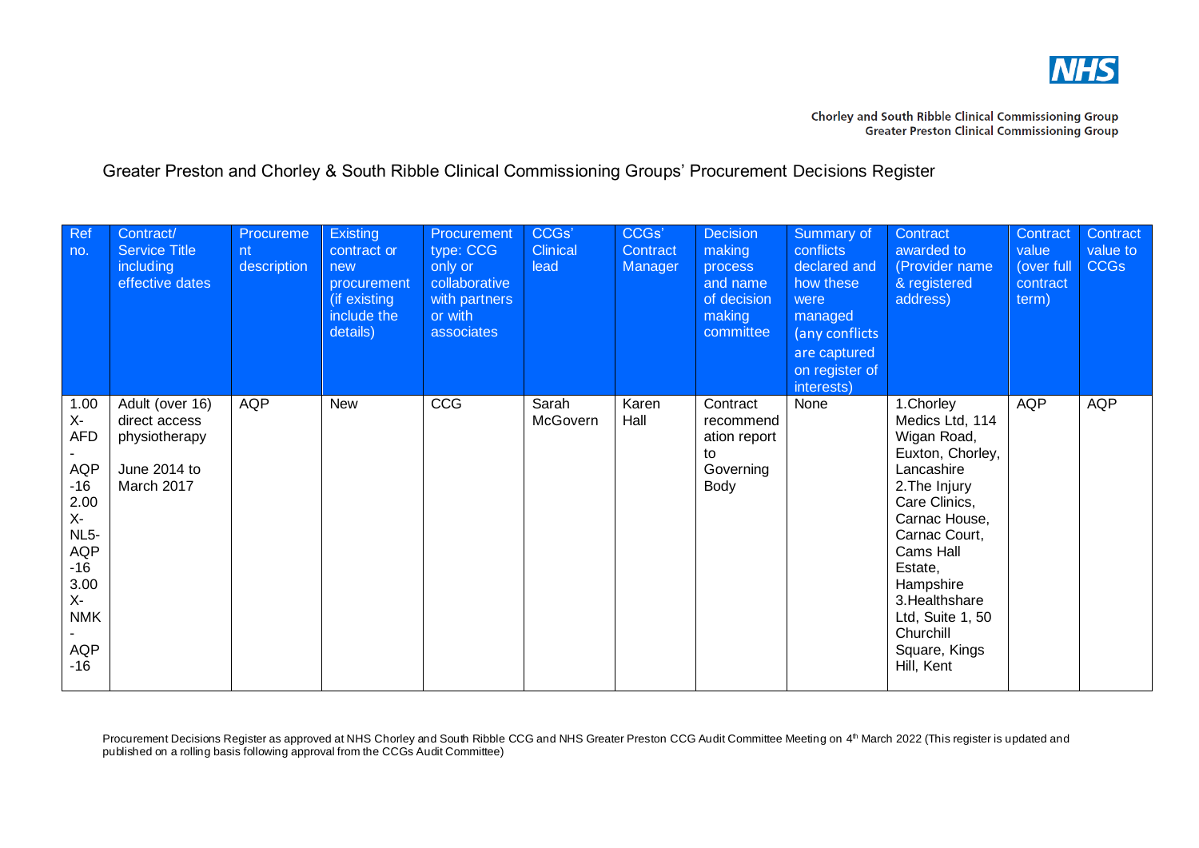Chorley and South Ribble Clinical Commissioning Group
Greater Preston Clinical Commissioning Group

# Greater Preston and Chorley & South Ribble Clinical Commissioning Groups' Procurement Decisions Register

| Ref no. | Contract/ Service Title including effective dates | Procurement description | Existing contract or new procurement (if existing include the details) | Procurement type: CCG only or collaborative with partners or with associates | CCGs' Clinical lead | CCGs' Contract Manager | Decision making process and name of decision making committee | Summary of conflicts declared and how these were managed (any conflicts are captured on register of interests) | Contract awarded to (Provider name & registered address) | Contract value (over full contract term) | Contract value to CCGs |
|---|---|---|---|---|---|---|---|---|---|---|---|
| 1.00 X-AFD - AQP -16 2.00 X-NL5-AQP -16 3.00 X-NMK - AQP -16 | Adult (over 16) direct access physiotherapy June 2014 to March 2017 | AQP | New | CCG | Sarah McGovern | Karen Hall | Contract recommendation report to Governing Body | None | 1.Chorley Medics Ltd, 114 Wigan Road, Euxton, Chorley, Lancashire 2.The Injury Care Clinics, Carnac House, Carnac Court, Cams Hall Estate, Hampshire 3.Healthshare Ltd, Suite 1, 50 Churchill Square, Kings Hill, Kent | AQP | AQP |

Procurement Decisions Register as approved at NHS Chorley and South Ribble CCG and NHS Greater Preston CCG Audit Committee Meeting on 4th March 2022 (This register is updated and published on a rolling basis following approval from the CCGs Audit Committee)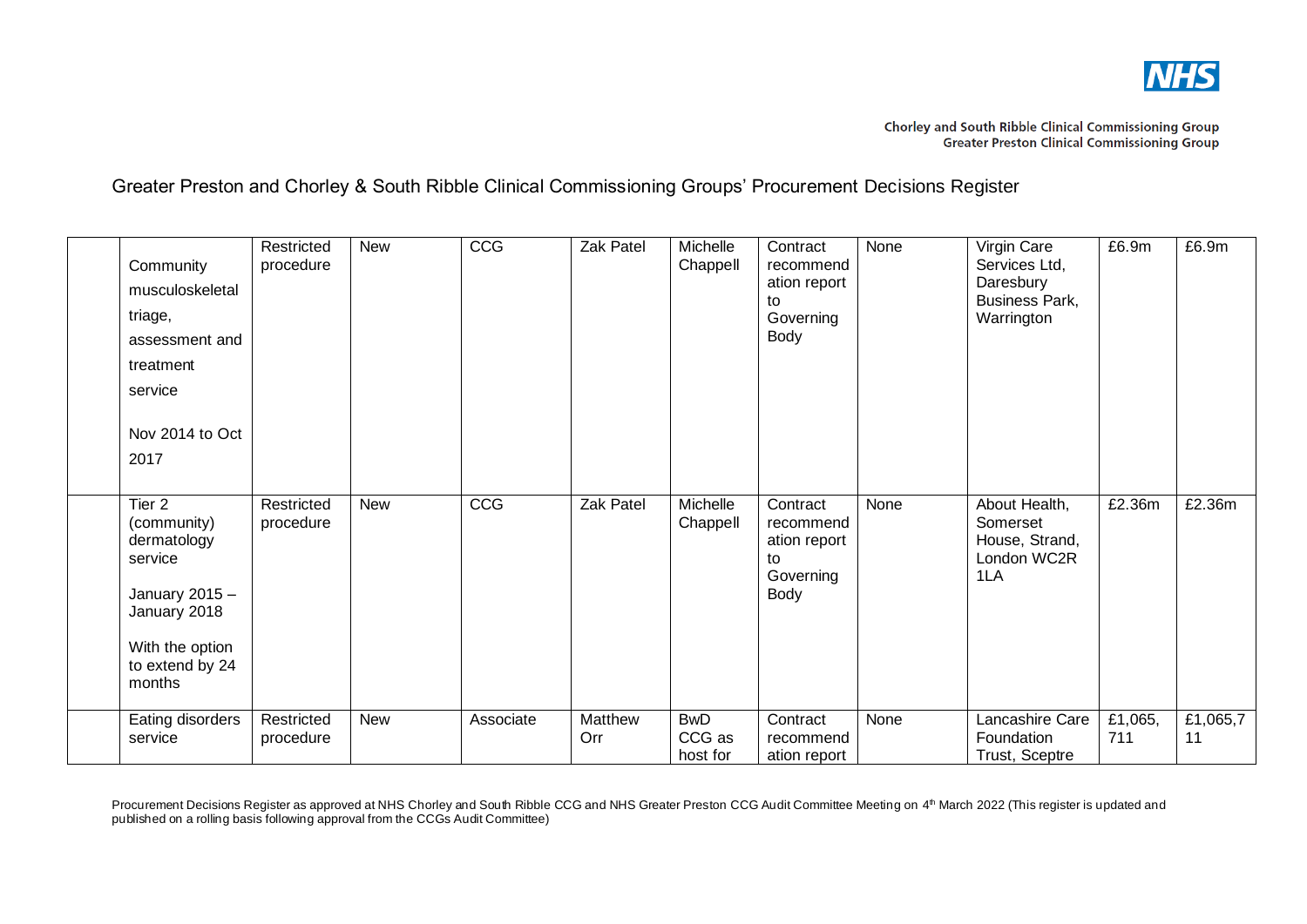Chorley and South Ribble Clinical Commissioning Group
Greater Preston Clinical Commissioning Group

Greater Preston and Chorley & South Ribble Clinical Commissioning Groups' Procurement Decisions Register

| | | | | | | | | | | | |
|---|---|---|---|---|---|---|---|---|---|---|---|
| | Community musculoskeletal triage, assessment and treatment service<br><br>Nov 2014 to Oct 2017 | Restricted procedure | New | CCG | Zak Patel | Michelle Chappell | Contract recommendation report to Governing Body | None | Virgin Care Services Ltd, Daresbury Business Park, Warrington | £6.9m | £6.9m |
| | Tier 2 (community) dermatology service<br><br>January 2015 – January 2018<br><br>With the option to extend by 24 months | Restricted procedure | New | CCG | Zak Patel | Michelle Chappell | Contract recommendation report to Governing Body | None | About Health, Somerset House, Strand, London WC2R 1LA | £2.36m | £2.36m |
| | Eating disorders service | Restricted procedure | New | Associate | Matthew Orr | BwD CCG as host for | Contract recommendation report | None | Lancashire Care Foundation Trust, Sceptre | £1,065,711 | £1,065,711 |

Procurement Decisions Register as approved at NHS Chorley and South Ribble CCG and NHS Greater Preston CCG Audit Committee Meeting on 4th March 2022 (This register is updated and published on a rolling basis following approval from the CCGs Audit Committee)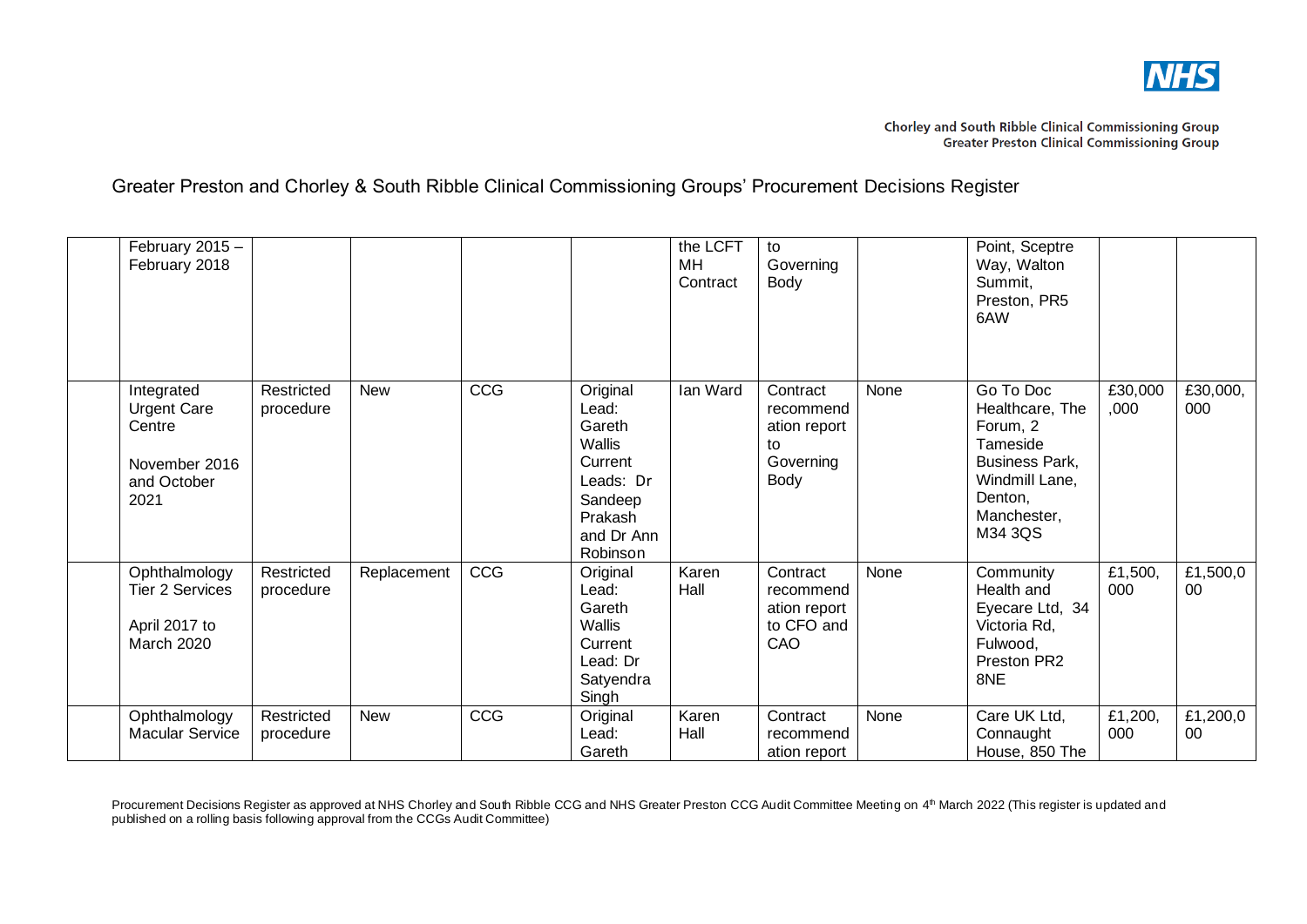Greater Preston and Chorley & South Ribble Clinical Commissioning Groups' Procurement Decisions Register

| | | | | | | | | | | | |
|---|---|---|---|---|---|---|---|---|---|---|---|
| | February 2015 – February 2018 | | | | | the LCFT MH Contract | to Governing Body | | Point, Sceptre Way, Walton Summit, Preston, PR5 6AW | | |
| | Integrated Urgent Care Centre<br><br>November 2016 and October 2021 | Restricted procedure | New | CCG | Original Lead: Gareth Wallis Current Leads: Dr Sandeep Prakash and Dr Ann Robinson | Ian Ward | Contract recommendation report to Governing Body | None | Go To Doc Healthcare, The Forum, 2 Tameside Business Park, Windmill Lane, Denton, Manchester, M34 3QS | £30,000,000 | £30,000,000 |
| | Ophthalmology Tier 2 Services<br><br>April 2017 to March 2020 | Restricted procedure | Replacement | CCG | Original Lead: Gareth Wallis Current Lead: Dr Satyendra Singh | Karen Hall | Contract recommendation report to CFO and CAO | None | Community Health and Eyecare Ltd, 34 Victoria Rd, Fulwood, Preston PR2 8NE | £1,500,000 | £1,500,000 |
| | Ophthalmology Macular Service | Restricted procedure | New | CCG | Original Lead: Gareth | Karen Hall | Contract recommendation report | None | Care UK Ltd, Connaught House, 850 The | £1,200,000 | £1,200,000 |

Procurement Decisions Register as approved at NHS Chorley and South Ribble CCG and NHS Greater Preston CCG Audit Committee Meeting on 4th March 2022 (This register is updated and published on a rolling basis following approval from the CCGs Audit Committee)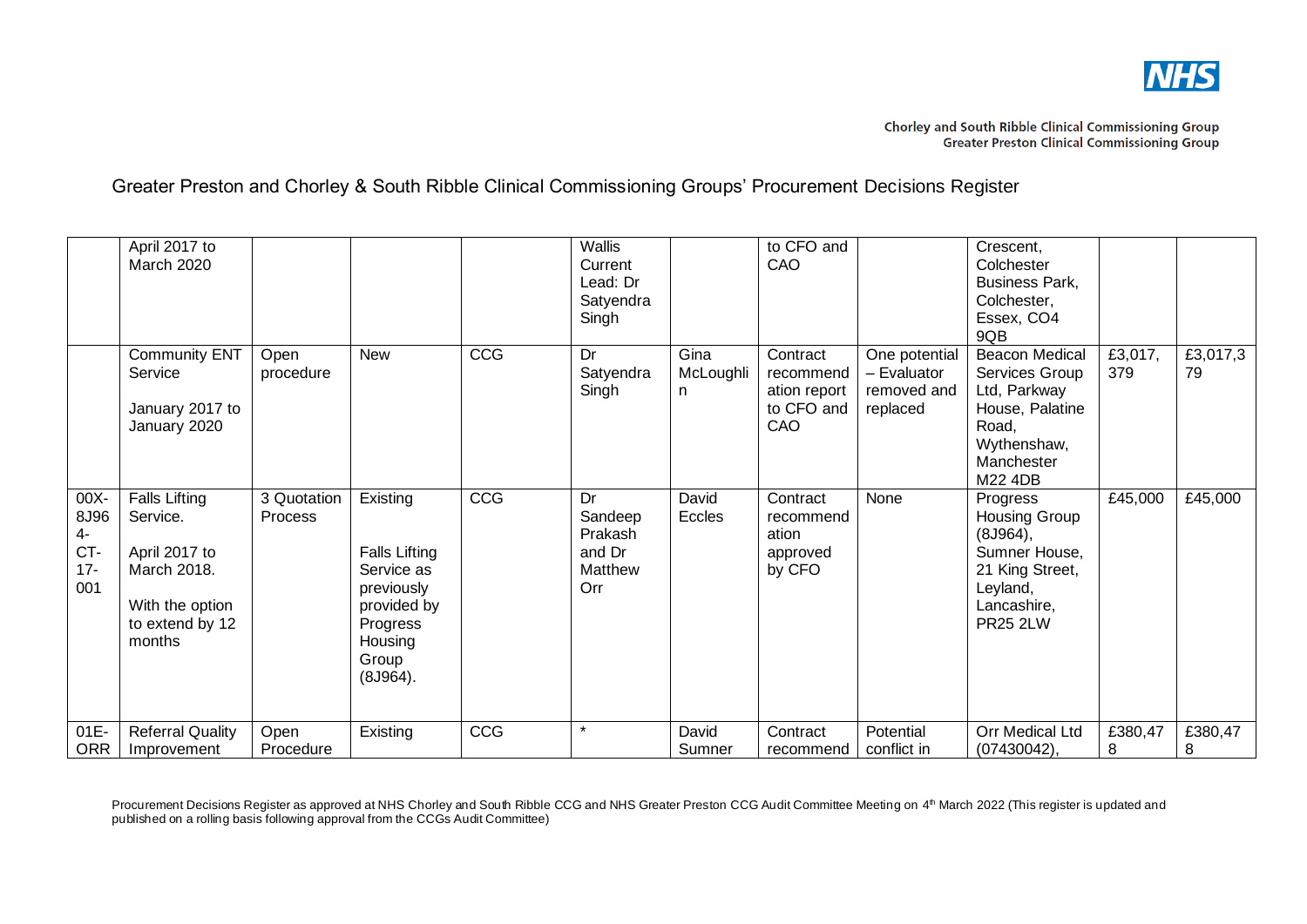Chorley and South Ribble Clinical Commissioning Group
Greater Preston Clinical Commissioning Group

Greater Preston and Chorley & South Ribble Clinical Commissioning Groups' Procurement Decisions Register

| | | | | | | | | | | | |
|---|---|---|---|---|---|---|---|---|---|---|---|
| | April 2017 to March 2020 | | | | Wallis Current Lead: Dr Satyendra Singh | | to CFO and CAO | | Crescent, Colchester Business Park, Colchester, Essex, CO4 9QB | | |
| | Community ENT Service<br><br>January 2017 to January 2020 | Open procedure | New | CCG | Dr Satyendra Singh | Gina McLoughlin | Contract recommendation report to CFO and CAO | One potential – Evaluator removed and replaced | Beacon Medical Services Group Ltd, Parkway House, Palatine Road, Wythenshaw, Manchester M22 4DB | £3,017,379 | £3,017,379 |
| 00X-8J964-CT-17-001 | Falls Lifting Service.<br><br>April 2017 to March 2018.<br><br>With the option to extend by 12 months | 3 Quotation Process | Existing<br><br>Falls Lifting Service as previously provided by Progress Housing Group (8J964). | CCG | Dr Sandeep Prakash and Dr Matthew Orr | David Eccles | Contract recommendation approved by CFO | None | Progress Housing Group (8J964), Sumner House, 21 King Street, Leyland, Lancashire, PR25 2LW | £45,000 | £45,000 |
| 01E-ORR | Referral Quality Improvement | Open Procedure | Existing | CCG | * | David Sumner | Contract recommend | Potential conflict in | Orr Medical Ltd (07430042), | £380,478 | £380,478 |

Procurement Decisions Register as approved at NHS Chorley and South Ribble CCG and NHS Greater Preston CCG Audit Committee Meeting on 4th March 2022 (This register is updated and published on a rolling basis following approval from the CCGs Audit Committee)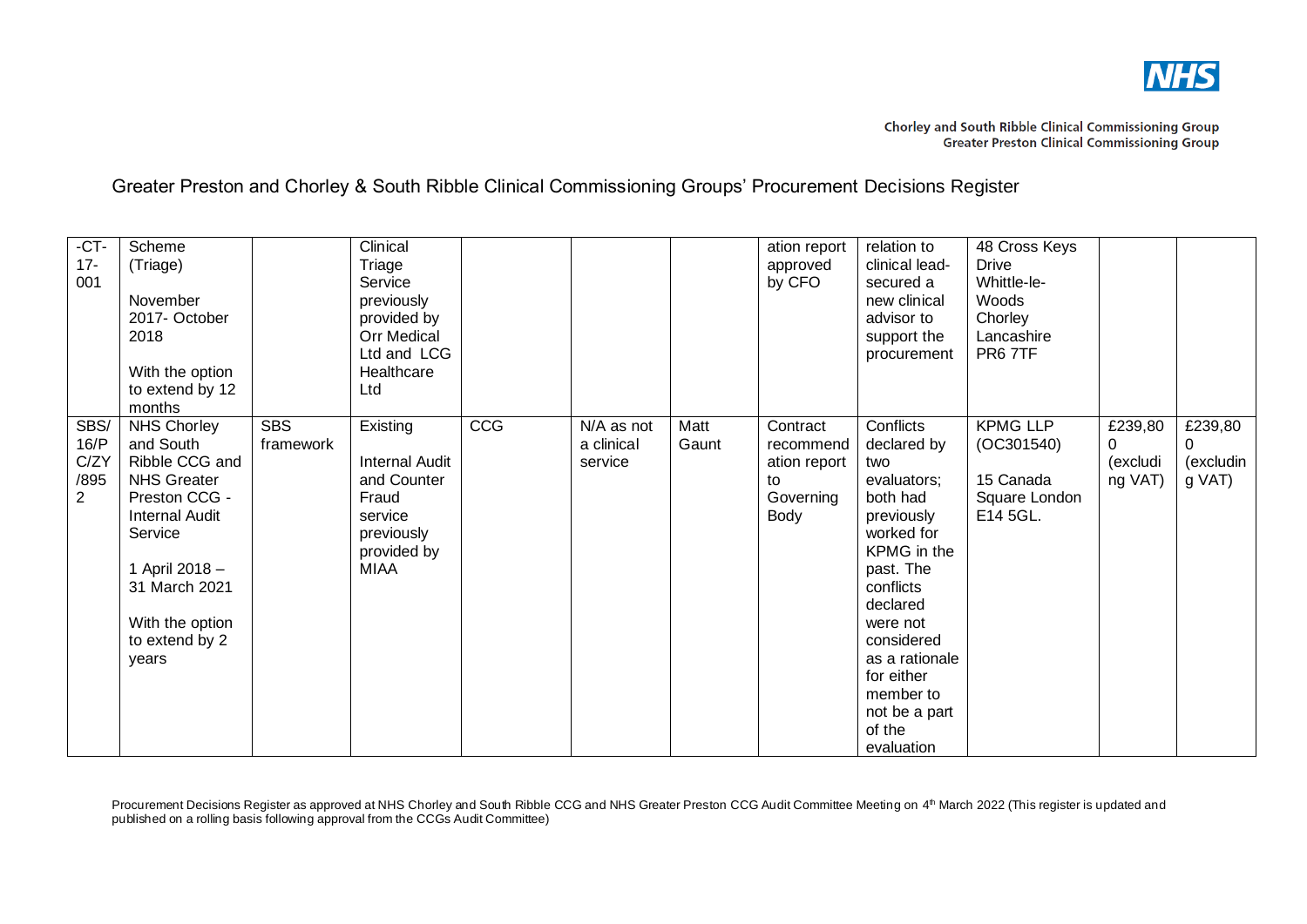# Greater Preston and Chorley & South Ribble Clinical Commissioning Groups' Procurement Decisions Register

| | | | | | | | | | | | |
|---|---|---|---|---|---|---|---|---|---|---|---|
| -CT-17-001 | Scheme (Triage)<br><br>November 2017- October 2018<br><br>With the option to extend by 12 months | | Clinical Triage Service previously provided by Orr Medical Ltd and LCG Healthcare Ltd | | | | ation report approved by CFO | relation to clinical lead- secured a new clinical advisor to support the procurement | 48 Cross Keys Drive Whittle-le-Woods Chorley Lancashire PR6 7TF | | |
| SBS/16/PC/ZY/8952 | NHS Chorley and South Ribble CCG and NHS Greater Preston CCG - Internal Audit Service<br><br>1 April 2018 – 31 March 2021<br><br>With the option to extend by 2 years | SBS framework | Existing<br><br>Internal Audit and Counter Fraud service previously provided by MIAA | CCG | N/A as not a clinical service | Matt Gaunt | Contract recommendation report to Governing Body | Conflicts declared by two evaluators; both had previously worked for KPMG in the past. The conflicts declared were not considered as a rationale for either member to not be a part of the evaluation | KPMG LLP (OC301540)<br><br>15 Canada Square London E14 5GL. | £239,800 (excluding VAT) | £239,800 (excluding VAT) |

Procurement Decisions Register as approved at NHS Chorley and South Ribble CCG and NHS Greater Preston CCG Audit Committee Meeting on 4th March 2022 (This register is updated and published on a rolling basis following approval from the CCGs Audit Committee)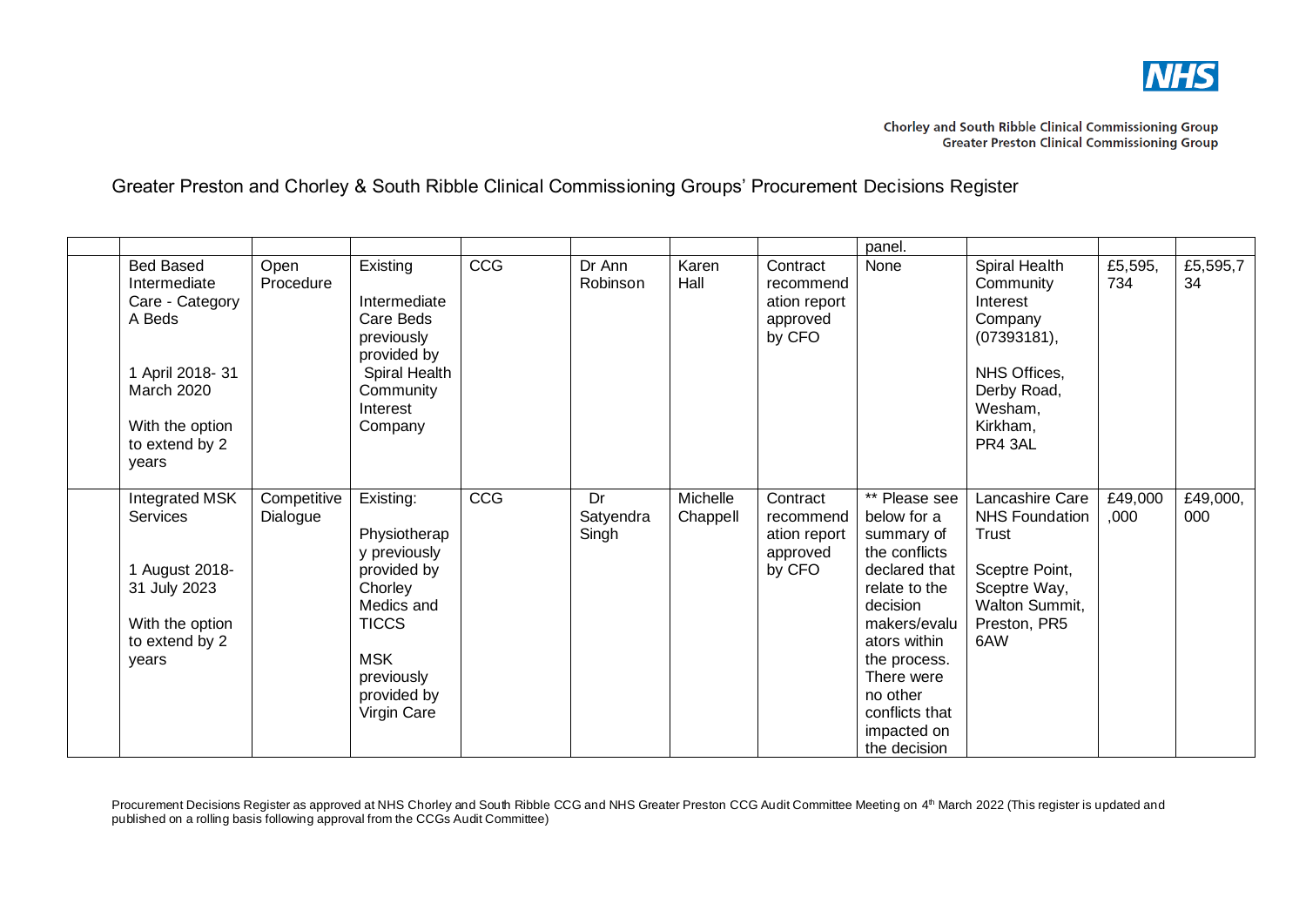Chorley and South Ribble Clinical Commissioning Group
Greater Preston Clinical Commissioning Group

Greater Preston and Chorley & South Ribble Clinical Commissioning Groups' Procurement Decisions Register

| | | | | | | | | | | | |
|---|---|---|---|---|---|---|---|---|---|---|---|
| | | | | | | | | panel. | | | |
| | Bed Based Intermediate Care - Category A Beds<br><br>1 April 2018- 31 March 2020<br><br>With the option to extend by 2 years | Open Procedure | Existing<br><br>Intermediate Care Beds previously provided by Spiral Health Community Interest Company | CCG | Dr Ann Robinson | Karen Hall | Contract recommendation report approved by CFO | None | Spiral Health Community Interest Company (07393181),<br><br>NHS Offices, Derby Road, Wesham, Kirkham, PR4 3AL | £5,595,734 | £5,595,734 |
| | Integrated MSK Services<br><br>1 August 2018- 31 July 2023<br><br>With the option to extend by 2 years | Competitive Dialogue | Existing:<br><br>Physiotherapy previously provided by Chorley Medics and TICCS<br><br>MSK previously provided by Virgin Care | CCG | Dr Satyendra Singh | Michelle Chappell | Contract recommendation report approved by CFO | ** Please see below for a summary of the conflicts declared that relate to the decision makers/evaluators within the process. There were no other conflicts that impacted on the decision | Lancashire Care NHS Foundation Trust<br><br>Sceptre Point, Sceptre Way, Walton Summit, Preston, PR5 6AW | £49,000,000 | £49,000,000 |

Procurement Decisions Register as approved at NHS Chorley and South Ribble CCG and NHS Greater Preston CCG Audit Committee Meeting on 4th March 2022 (This register is updated and published on a rolling basis following approval from the CCGs Audit Committee)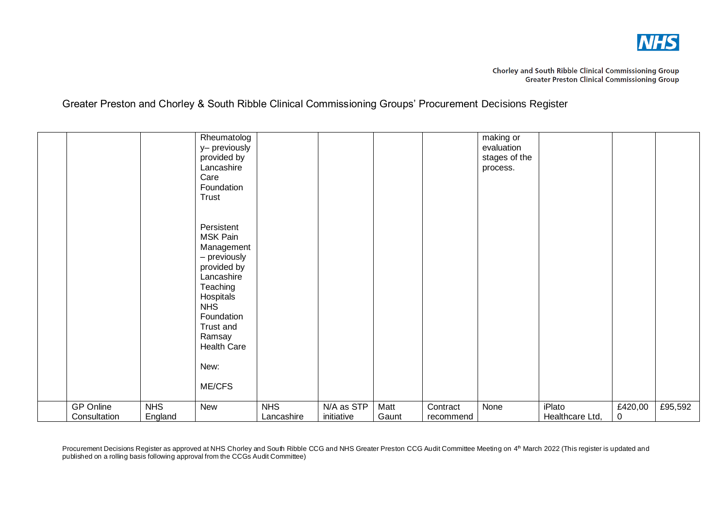Chorley and South Ribble Clinical Commissioning Group
Greater Preston Clinical Commissioning Group

# Greater Preston and Chorley & South Ribble Clinical Commissioning Groups' Procurement Decisions Register

| | | | | | | | | | | | |
|---|---|---|---|---|---|---|---|---|---|---|---|
| | | | Rheumatology– previously provided by Lancashire Care Foundation Trust<br><br>Persistent MSK Pain Management – previously provided by Lancashire Teaching Hospitals NHS Foundation Trust and Ramsay Health Care<br><br>New:<br><br>ME/CFS | | | | | making or evaluation stages of the process. | | | |
| | GP Online Consultation | NHS England | New | NHS Lancashire | N/A as STP initiative | Matt Gaunt | Contract recommend | None | iPlato Healthcare Ltd, | £420,000 | £95,592 |

Procurement Decisions Register as approved at NHS Chorley and South Ribble CCG and NHS Greater Preston CCG Audit Committee Meeting on 4th March 2022 (This register is updated and published on a rolling basis following approval from the CCGs Audit Committee)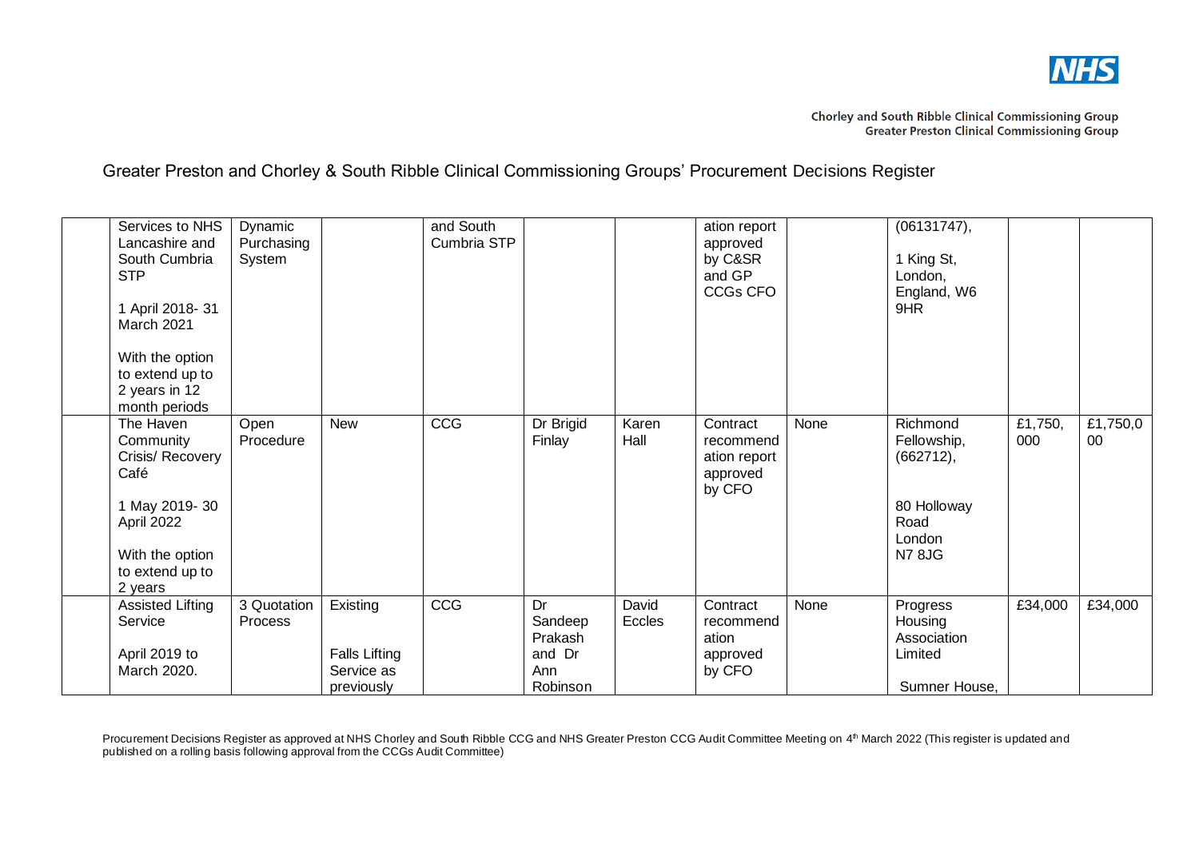Greater Preston and Chorley & South Ribble Clinical Commissioning Groups' Procurement Decisions Register

| | | | | | | | | | | | |
|---|---|---|---|---|---|---|---|---|---|---|---|
| | Services to NHS Lancashire and South Cumbria STP<br><br>1 April 2018- 31 March 2021<br><br>With the option to extend up to 2 years in 12 month periods | Dynamic Purchasing System | | and South Cumbria STP | | | ation report approved by C&SR and GP CCGs CFO | | (06131747),<br><br>1 King St, London, England, W6 9HR | | |
| | The Haven Community Crisis/ Recovery Café<br><br>1 May 2019- 30 April 2022<br><br>With the option to extend up to 2 years | Open Procedure | New | CCG | Dr Brigid Finlay | Karen Hall | Contract recommendation report approved by CFO | None | Richmond Fellowship, (662712),<br><br>80 Holloway Road London N7 8JG | £1,750,000 | £1,750,000 |
| | Assisted Lifting Service<br><br>April 2019 to March 2020. | 3 Quotation Process | Existing<br><br>Falls Lifting Service as previously | CCG | Dr Sandeep Prakash and Dr Ann Robinson | David Eccles | Contract recommendation approved by CFO | None | Progress Housing Association Limited<br><br>Sumner House, | £34,000 | £34,000 |

Procurement Decisions Register as approved at NHS Chorley and South Ribble CCG and NHS Greater Preston CCG Audit Committee Meeting on 4th March 2022 (This register is updated and published on a rolling basis following approval from the CCGs Audit Committee)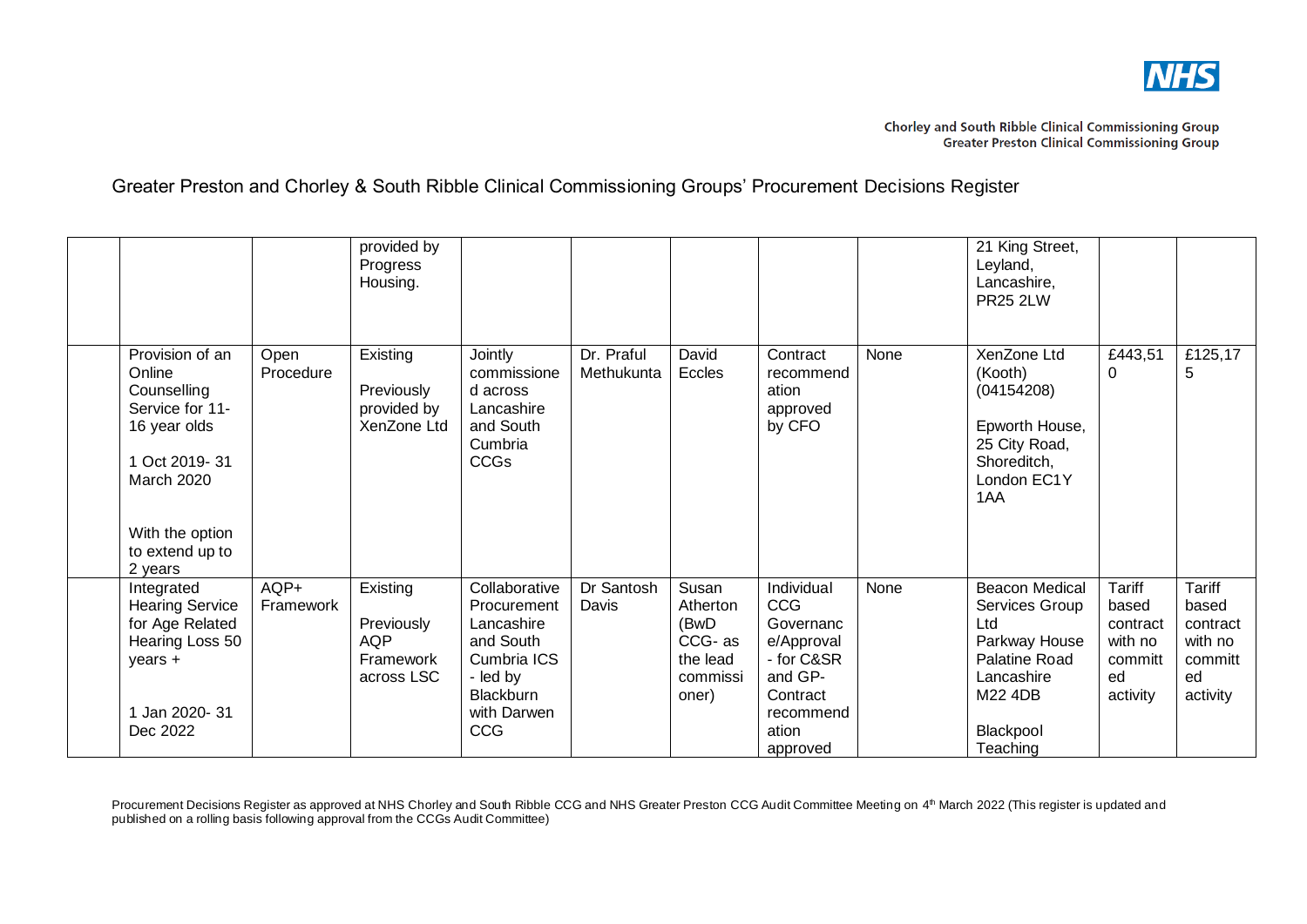Chorley and South Ribble Clinical Commissioning Group
Greater Preston Clinical Commissioning Group

# Greater Preston and Chorley & South Ribble Clinical Commissioning Groups' Procurement Decisions Register

| | | | | | | | | | | | |
|---|---|---|---|---|---|---|---|---|---|---|---|
| | | | provided by Progress Housing. | | | | | | 21 King Street, Leyland, Lancashire, PR25 2LW | | |
| | Provision of an Online Counselling Service for 11-16 year olds<br><br>1 Oct 2019- 31 March 2020<br><br>With the option to extend up to 2 years | Open Procedure | Existing<br><br>Previously provided by XenZone Ltd | Jointly commissioned across Lancashire and South Cumbria CCGs | Dr. Praful Methukunta | David Eccles | Contract recommendation approved by CFO | None | XenZone Ltd (Kooth) (04154208)<br><br>Epworth House, 25 City Road, Shoreditch, London EC1Y 1AA | £443,510 | £125,175 |
| | Integrated Hearing Service for Age Related Hearing Loss 50 years +<br><br>1 Jan 2020- 31 Dec 2022 | AQP+ Framework | Existing<br><br>Previously AQP Framework across LSC | Collaborative Procurement Lancashire and South Cumbria ICS - led by Blackburn with Darwen CCG | Dr Santosh Davis | Susan Atherton (BwD CCG- as the lead commissioner) | Individual CCG Governance/Approval - for C&SR and GP- Contract recommendation approved | None | Beacon Medical Services Group Ltd<br>Parkway House<br>Palatine Road<br>Lancashire<br>M22 4DB<br><br>Blackpool Teaching | Tariff based contract with no committed activity | Tariff based contract with no committed activity |

Procurement Decisions Register as approved at NHS Chorley and South Ribble CCG and NHS Greater Preston CCG Audit Committee Meeting on 4th March 2022 (This register is updated and published on a rolling basis following approval from the CCGs Audit Committee)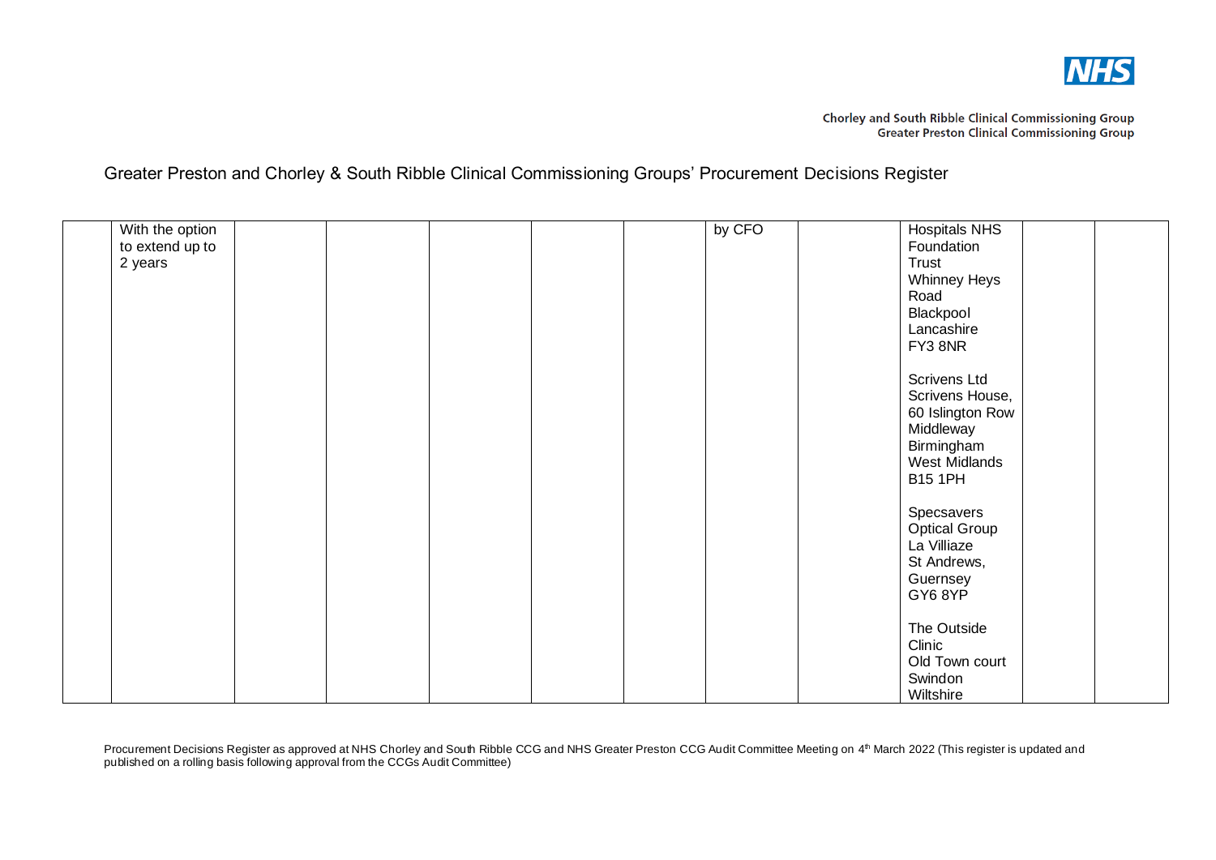Greater Preston and Chorley & South Ribble Clinical Commissioning Groups' Procurement Decisions Register

| | | | | | | | | | | | |
|---|---|---|---|---|---|---|---|---|---|---|---|
| | With the option to extend up to 2 years | | | | | | by CFO | | Hospitals NHS Foundation Trust<br>Whinney Heys Road<br>Blackpool<br>Lancashire<br>FY3 8NR<br><br>Scrivens Ltd<br>Scrivens House,<br>60 Islington Row<br>Middleway<br>Birmingham<br>West Midlands<br>B15 1PH<br><br>Specsavers Optical Group<br>La Villiaze<br>St Andrews,<br>Guernsey<br>GY6 8YP<br><br>The Outside Clinic<br>Old Town court<br>Swindon<br>Wiltshire | | |

Procurement Decisions Register as approved at NHS Chorley and South Ribble CCG and NHS Greater Preston CCG Audit Committee Meeting on 4th March 2022 (This register is updated and published on a rolling basis following approval from the CCGs Audit Committee)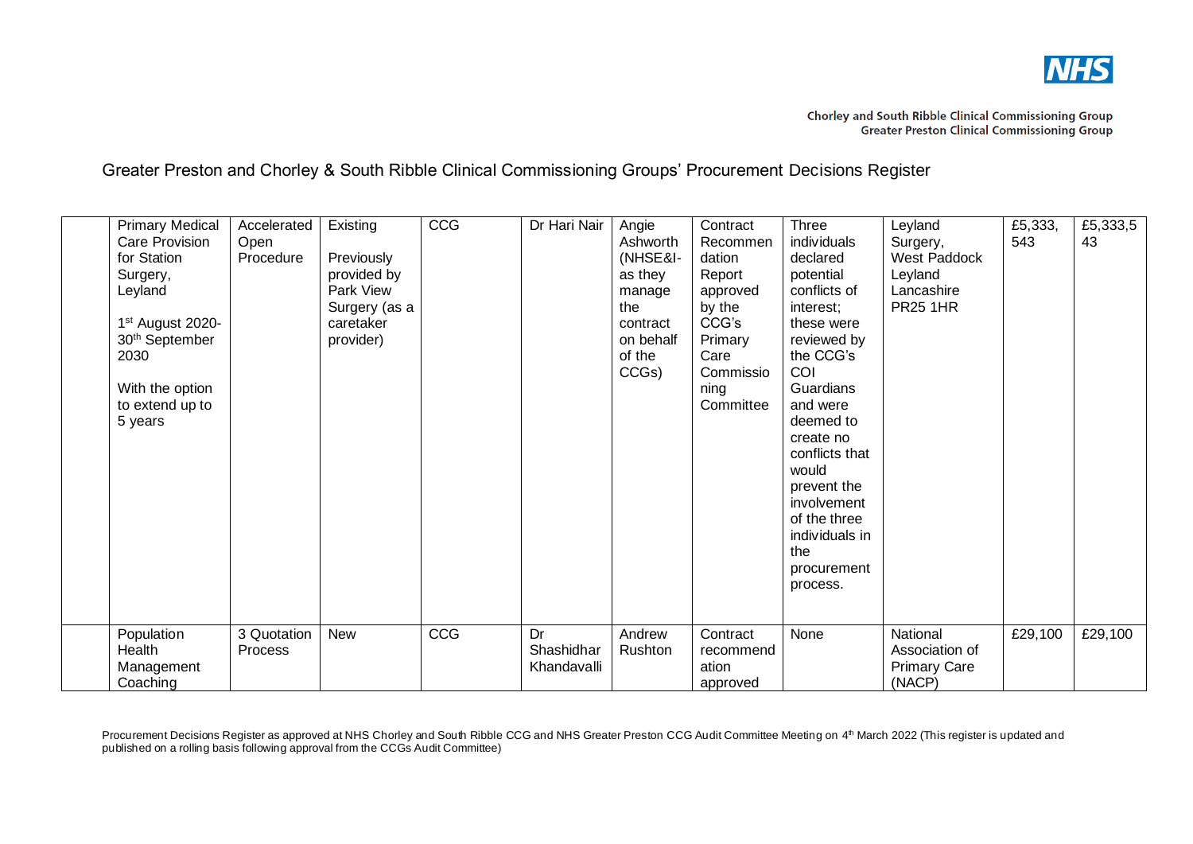Greater Preston and Chorley & South Ribble Clinical Commissioning Groups' Procurement Decisions Register

| | | | | | | | | | | | |
|---|---|---|---|---|---|---|---|---|---|---|---|
| | Primary Medical Care Provision for Station Surgery, Leyland<br><br>1st August 2020-30th September 2030<br><br>With the option to extend up to 5 years | Accelerated Open Procedure | Existing<br><br>Previously provided by Park View Surgery (as a caretaker provider) | CCG | Dr Hari Nair | Angie Ashworth (NHSE&I- as they manage the contract on behalf of the CCGs) | Contract Recommendation Report approved by the CCG's Primary Care Commissioning Committee | Three individuals declared potential conflicts of interest; these were reviewed by the CCG's COI Guardians and were deemed to create no conflicts that would prevent the involvement of the three individuals in the procurement process. | Leyland Surgery, West Paddock Leyland Lancashire PR25 1HR | £5,333,543 | £5,333,543 |
| | Population Health Management Coaching | 3 Quotation Process | New | CCG | Dr Shashidhar Khandavalli | Andrew Rushton | Contract recommendation approved | None | National Association of Primary Care (NACP) | £29,100 | £29,100 |

Procurement Decisions Register as approved at NHS Chorley and South Ribble CCG and NHS Greater Preston CCG Audit Committee Meeting on 4th March 2022 (This register is updated and published on a rolling basis following approval from the CCGs Audit Committee)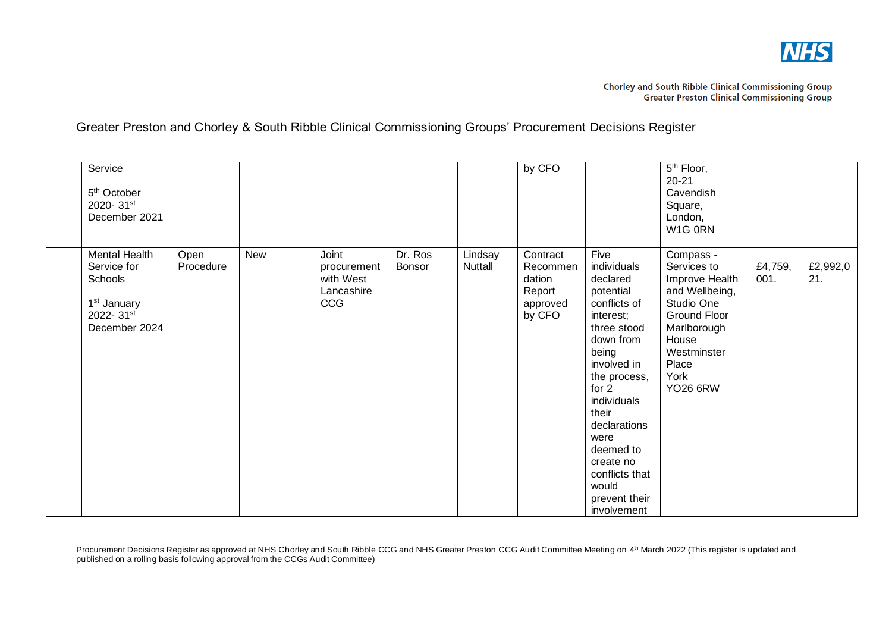Chorley and South Ribble Clinical Commissioning Group
Greater Preston Clinical Commissioning Group

Greater Preston and Chorley & South Ribble Clinical Commissioning Groups' Procurement Decisions Register

| | | | | | | | | | | | |
|---|---|---|---|---|---|---|---|---|---|---|---|
| | Service<br><br>5th October 2020- 31st December 2021 | | | | | | by CFO | | 5th Floor, 20-21 Cavendish Square, London, W1G 0RN | | |
| | Mental Health Service for Schools<br><br>1st January 2022- 31st December 2024 | Open Procedure | New | Joint procurement with West Lancashire CCG | Dr. Ros Bonsor | Lindsay Nuttall | Contract Recommendation Report approved by CFO | Five individuals declared potential conflicts of interest; three stood down from being involved in the process, for 2 individuals their declarations were deemed to create no conflicts that would prevent their involvement | Compass - Services to Improve Health and Wellbeing, Studio One Ground Floor Marlborough House Westminster Place York YO26 6RW | £4,759, 001. | £2,992,0 21. |

Procurement Decisions Register as approved at NHS Chorley and South Ribble CCG and NHS Greater Preston CCG Audit Committee Meeting on 4th March 2022 (This register is updated and published on a rolling basis following approval from the CCGs Audit Committee)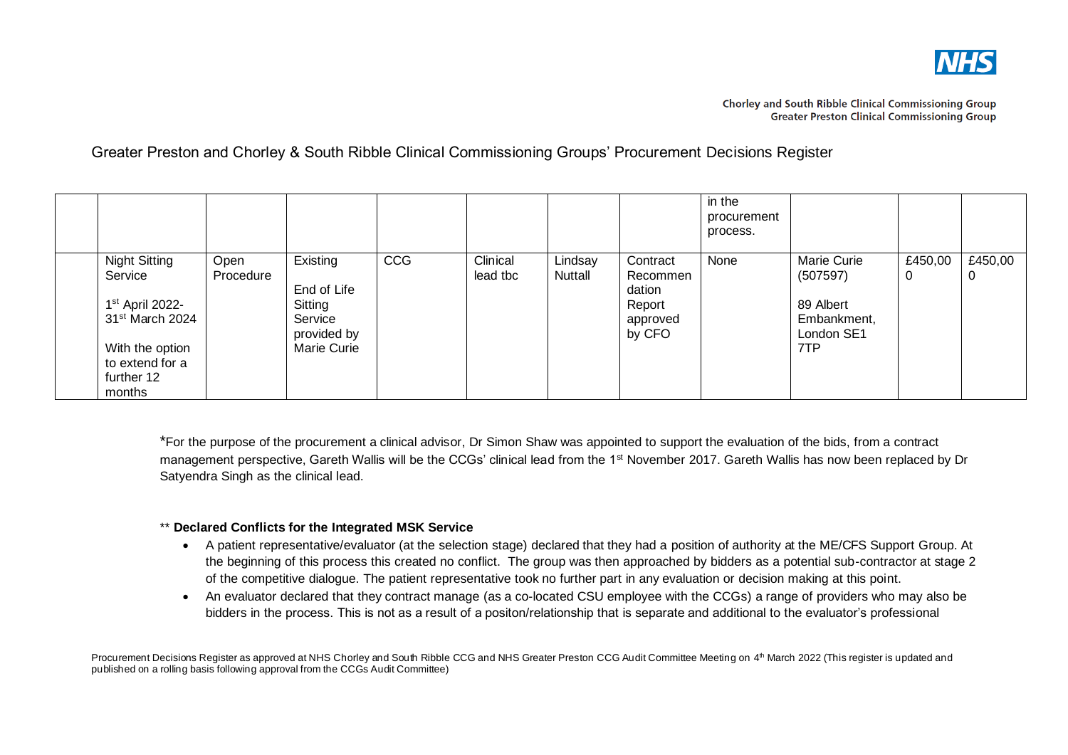Greater Preston and Chorley & South Ribble Clinical Commissioning Groups' Procurement Decisions Register

| | | | | | | | | | | | |
|---|---|---|---|---|---|---|---|---|---|---|---|
| | | | | | | | | in the procurement process. | | | |
| | Night Sitting Service<br><br>1st April 2022-31st March 2024<br><br>With the option to extend for a further 12 months | Open Procedure | Existing<br><br>End of Life Sitting Service provided by Marie Curie | CCG | Clinical lead tbc | Lindsay Nuttall | Contract Recommendation Report approved by CFO | None | Marie Curie (507597)<br><br>89 Albert Embankment, London SE1 7TP | £450,000 | £450,000 |

*For the purpose of the procurement a clinical advisor, Dr Simon Shaw was appointed to support the evaluation of the bids, from a contract management perspective, Gareth Wallis will be the CCGs' clinical lead from the 1st November 2017. Gareth Wallis has now been replaced by Dr Satyendra Singh as the clinical lead.

** **Declared Conflicts for the Integrated MSK Service**

- A patient representative/evaluator (at the selection stage) declared that they had a position of authority at the ME/CFS Support Group. At the beginning of this process this created no conflict. The group was then approached by bidders as a potential sub-contractor at stage 2 of the competitive dialogue. The patient representative took no further part in any evaluation or decision making at this point.
- An evaluator declared that they contract manage (as a co-located CSU employee with the CCGs) a range of providers who may also be bidders in the process. This is not as a result of a positon/relationship that is separate and additional to the evaluator's professional

Procurement Decisions Register as approved at NHS Chorley and South Ribble CCG and NHS Greater Preston CCG Audit Committee Meeting on 4th March 2022 (This register is updated and published on a rolling basis following approval from the CCGs Audit Committee)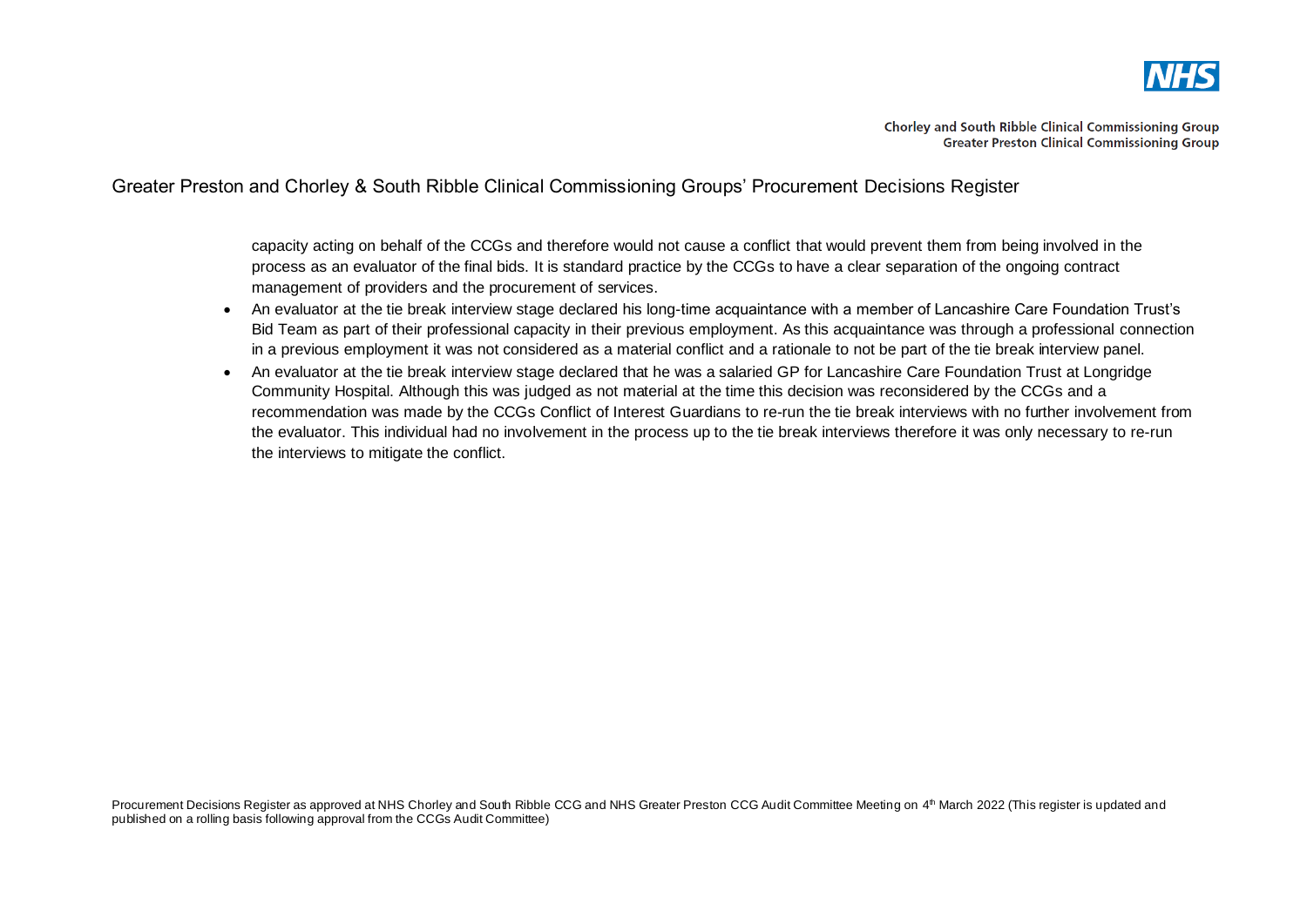capacity acting on behalf of the CCGs and therefore would not cause a conflict that would prevent them from being involved in the process as an evaluator of the final bids. It is standard practice by the CCGs to have a clear separation of the ongoing contract management of providers and the procurement of services.

- An evaluator at the tie break interview stage declared his long-time acquaintance with a member of Lancashire Care Foundation Trust's Bid Team as part of their professional capacity in their previous employment. As this acquaintance was through a professional connection in a previous employment it was not considered as a material conflict and a rationale to not be part of the tie break interview panel.
- An evaluator at the tie break interview stage declared that he was a salaried GP for Lancashire Care Foundation Trust at Longridge Community Hospital. Although this was judged as not material at the time this decision was reconsidered by the CCGs and a recommendation was made by the CCGs Conflict of Interest Guardians to re-run the tie break interviews with no further involvement from the evaluator. This individual had no involvement in the process up to the tie break interviews therefore it was only necessary to re-run the interviews to mitigate the conflict.